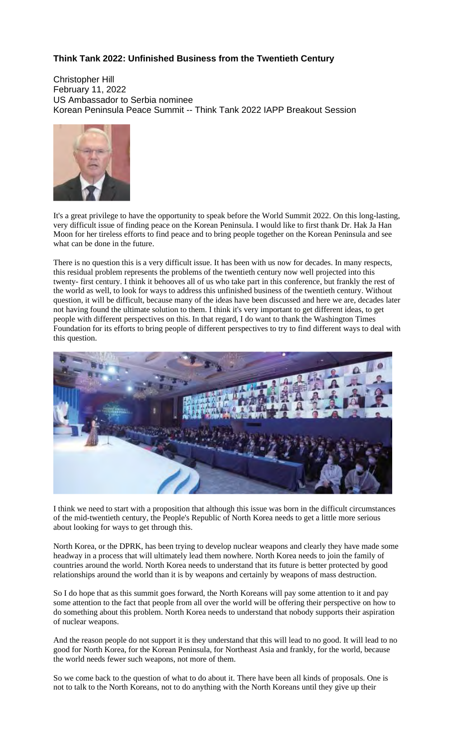## Think Tank 2022: Unfinished Business from the Twentieth Century

Christopher Hill
February 11, 2022
US Ambassador to Serbia nominee
Korean Peninsula Peace Summit -- Think Tank 2022 IAPP Breakout Session

It's a great privilege to have the opportunity to speak before the World Summit 2022. On this long-lasting, very difficult issue of finding peace on the Korean Peninsula. I would like to first thank Dr. Hak Ja Han Moon for her tireless efforts to find peace and to bring people together on the Korean Peninsula and see what can be done in the future.

There is no question this is a very difficult issue. It has been with us now for decades. In many respects, this residual problem represents the problems of the twentieth century now well projected into this twenty- first century. I think it behooves all of us who take part in this conference, but frankly the rest of the world as well, to look for ways to address this unfinished business of the twentieth century. Without question, it will be difficult, because many of the ideas have been discussed and here we are, decades later not having found the ultimate solution to them. I think it's very important to get different ideas, to get people with different perspectives on this. In that regard, I do want to thank the Washington Times Foundation for its efforts to bring people of different perspectives to try to find different ways to deal with this question.

I think we need to start with a proposition that although this issue was born in the difficult circumstances of the mid-twentieth century, the People's Republic of North Korea needs to get a little more serious about looking for ways to get through this.

North Korea, or the DPRK, has been trying to develop nuclear weapons and clearly they have made some headway in a process that will ultimately lead them nowhere. North Korea needs to join the family of countries around the world. North Korea needs to understand that its future is better protected by good relationships around the world than it is by weapons and certainly by weapons of mass destruction.

So I do hope that as this summit goes forward, the North Koreans will pay some attention to it and pay some attention to the fact that people from all over the world will be offering their perspective on how to do something about this problem. North Korea needs to understand that nobody supports their aspiration of nuclear weapons.

And the reason people do not support it is they understand that this will lead to no good. It will lead to no good for North Korea, for the Korean Peninsula, for Northeast Asia and frankly, for the world, because the world needs fewer such weapons, not more of them.

So we come back to the question of what to do about it. There have been all kinds of proposals. One is not to talk to the North Koreans, not to do anything with the North Koreans until they give up their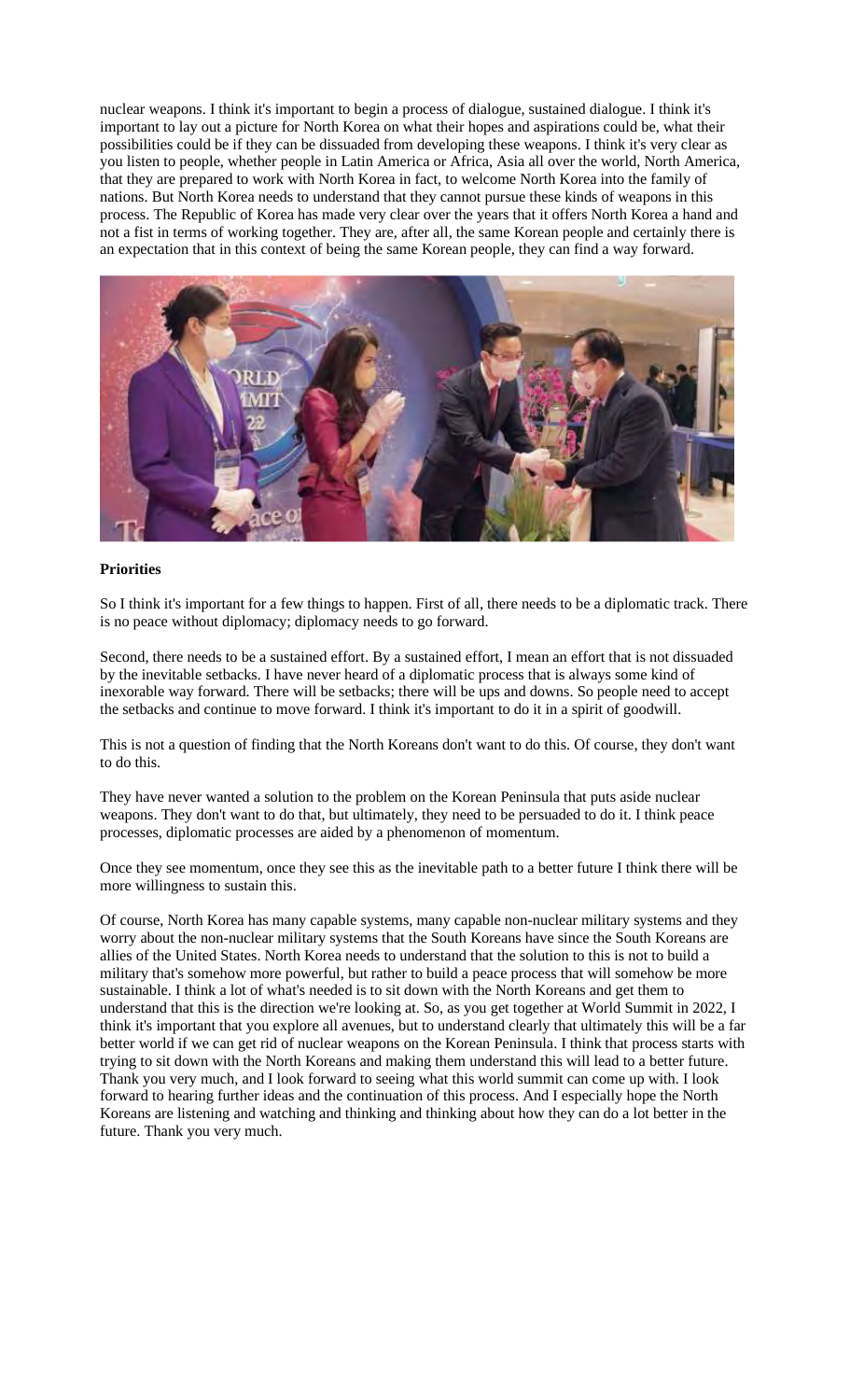nuclear weapons. I think it's important to begin a process of dialogue, sustained dialogue. I think it's important to lay out a picture for North Korea on what their hopes and aspirations could be, what their possibilities could be if they can be dissuaded from developing these weapons. I think it's very clear as you listen to people, whether people in Latin America or Africa, Asia all over the world, North America, that they are prepared to work with North Korea in fact, to welcome North Korea into the family of nations. But North Korea needs to understand that they cannot pursue these kinds of weapons in this process. The Republic of Korea has made very clear over the years that it offers North Korea a hand and not a fist in terms of working together. They are, after all, the same Korean people and certainly there is an expectation that in this context of being the same Korean people, they can find a way forward.

**Priorities**

So I think it's important for a few things to happen. First of all, there needs to be a diplomatic track. There is no peace without diplomacy; diplomacy needs to go forward.

Second, there needs to be a sustained effort. By a sustained effort, I mean an effort that is not dissuaded by the inevitable setbacks. I have never heard of a diplomatic process that is always some kind of inexorable way forward. There will be setbacks; there will be ups and downs. So people need to accept the setbacks and continue to move forward. I think it's important to do it in a spirit of goodwill.

This is not a question of finding that the North Koreans don't want to do this. Of course, they don't want to do this.

They have never wanted a solution to the problem on the Korean Peninsula that puts aside nuclear weapons. They don't want to do that, but ultimately, they need to be persuaded to do it. I think peace processes, diplomatic processes are aided by a phenomenon of momentum.

Once they see momentum, once they see this as the inevitable path to a better future I think there will be more willingness to sustain this.

Of course, North Korea has many capable systems, many capable non-nuclear military systems and they worry about the non-nuclear military systems that the South Koreans have since the South Koreans are allies of the United States. North Korea needs to understand that the solution to this is not to build a military that's somehow more powerful, but rather to build a peace process that will somehow be more sustainable. I think a lot of what's needed is to sit down with the North Koreans and get them to understand that this is the direction we're looking at. So, as you get together at World Summit in 2022, I think it's important that you explore all avenues, but to understand clearly that ultimately this will be a far better world if we can get rid of nuclear weapons on the Korean Peninsula. I think that process starts with trying to sit down with the North Koreans and making them understand this will lead to a better future. Thank you very much, and I look forward to seeing what this world summit can come up with. I look forward to hearing further ideas and the continuation of this process. And I especially hope the North Koreans are listening and watching and thinking and thinking about how they can do a lot better in the future. Thank you very much.